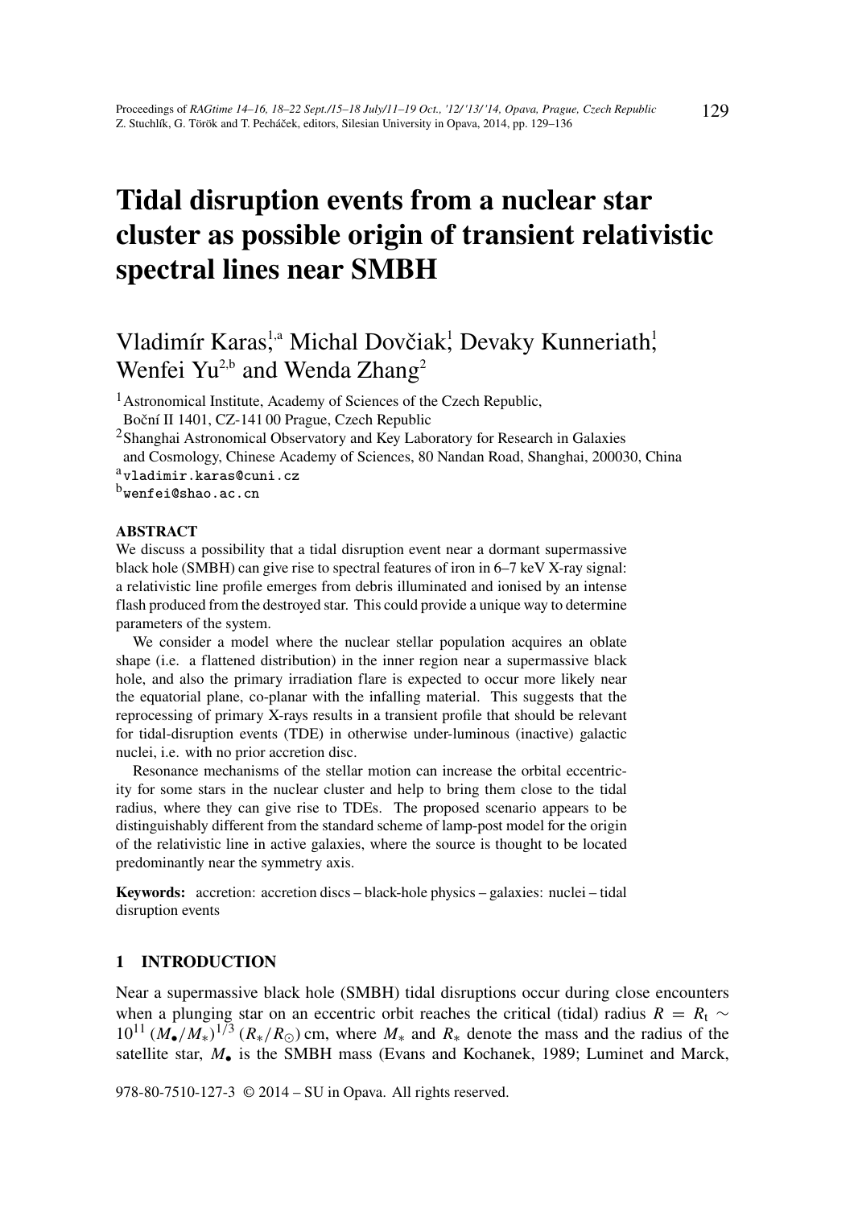# Tidal disruption events from a nuclear star cluster as possible origin of transient relativistic spectral lines near SMBH

Vladimír Karas,[1,a] Michal Dovčiak,[1] Devaky Kunneriath,[1] Wenfei Yu[2,b] and Wenda Zhang[2]

[1] Astronomical Institute, Academy of Sciences of the Czech Republic, Boční II 1401, CZ-141 00 Prague, Czech Republic

[2] Shanghai Astronomical Observatory and Key Laboratory for Research in Galaxies and Cosmology, Chinese Academy of Sciences, 80 Nandan Road, Shanghai, 200030, China

[a] vladimir.karas@cuni.cz

[b] wenfei@shao.ac.cn

**ABSTRACT**

We discuss a possibility that a tidal disruption event near a dormant supermassive black hole (SMBH) can give rise to spectral features of iron in 6–7 keV X-ray signal: a relativistic line profile emerges from debris illuminated and ionised by an intense flash produced from the destroyed star. This could provide a unique way to determine parameters of the system.

We consider a model where the nuclear stellar population acquires an oblate shape (i.e. a flattened distribution) in the inner region near a supermassive black hole, and also the primary irradiation flare is expected to occur more likely near the equatorial plane, co-planar with the infalling material. This suggests that the reprocessing of primary X-rays results in a transient profile that should be relevant for tidal-disruption events (TDE) in otherwise under-luminous (inactive) galactic nuclei, i.e. with no prior accretion disc.

Resonance mechanisms of the stellar motion can increase the orbital eccentricity for some stars in the nuclear cluster and help to bring them close to the tidal radius, where they can give rise to TDEs. The proposed scenario appears to be distinguishably different from the standard scheme of lamp-post model for the origin of the relativistic line in active galaxies, where the source is thought to be located predominantly near the symmetry axis.

**Keywords:** accretion: accretion discs – black-hole physics – galaxies: nuclei – tidal disruption events

## 1 INTRODUCTION

Near a supermassive black hole (SMBH) tidal disruptions occur during close encounters when a plunging star on an eccentric orbit reaches the critical (tidal) radius $R = R_{\rm t} \sim 10^{11}\,(M_\bullet/M_*)^{1/3}\,(R_*/R_\odot)$ cm, where $M_*$ and $R_*$ denote the mass and the radius of the satellite star, $M_\bullet$ is the SMBH mass (Evans and Kochanek, 1989; Luminet and Marck,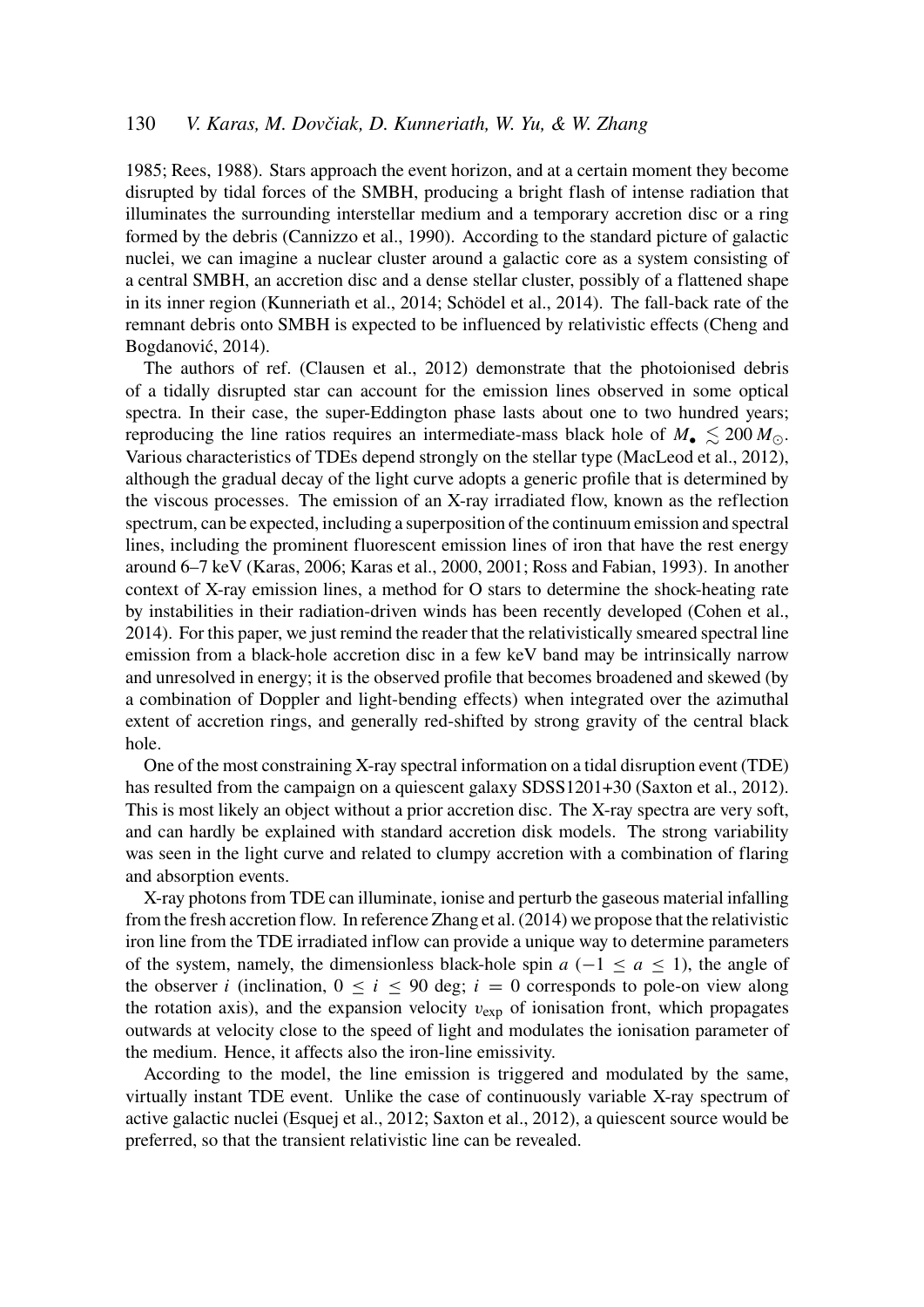1985; Rees, 1988). Stars approach the event horizon, and at a certain moment they become disrupted by tidal forces of the SMBH, producing a bright flash of intense radiation that illuminates the surrounding interstellar medium and a temporary accretion disc or a ring formed by the debris (Cannizzo et al., 1990). According to the standard picture of galactic nuclei, we can imagine a nuclear cluster around a galactic core as a system consisting of a central SMBH, an accretion disc and a dense stellar cluster, possibly of a flattened shape in its inner region (Kunneriath et al., 2014; Schödel et al., 2014). The fall-back rate of the remnant debris onto SMBH is expected to be influenced by relativistic effects (Cheng and Bogdanović, 2014).

The authors of ref. (Clausen et al., 2012) demonstrate that the photoionised debris of a tidally disrupted star can account for the emission lines observed in some optical spectra. In their case, the super-Eddington phase lasts about one to two hundred years; reproducing the line ratios requires an intermediate-mass black hole of $M_\bullet \lesssim 200\,M_\odot$. Various characteristics of TDEs depend strongly on the stellar type (MacLeod et al., 2012), although the gradual decay of the light curve adopts a generic profile that is determined by the viscous processes. The emission of an X-ray irradiated flow, known as the reflection spectrum, can be expected, including a superposition of the continuum emission and spectral lines, including the prominent fluorescent emission lines of iron that have the rest energy around 6–7 keV (Karas, 2006; Karas et al., 2000, 2001; Ross and Fabian, 1993). In another context of X-ray emission lines, a method for O stars to determine the shock-heating rate by instabilities in their radiation-driven winds has been recently developed (Cohen et al., 2014). For this paper, we just remind the reader that the relativistically smeared spectral line emission from a black-hole accretion disc in a few keV band may be intrinsically narrow and unresolved in energy; it is the observed profile that becomes broadened and skewed (by a combination of Doppler and light-bending effects) when integrated over the azimuthal extent of accretion rings, and generally red-shifted by strong gravity of the central black hole.

One of the most constraining X-ray spectral information on a tidal disruption event (TDE) has resulted from the campaign on a quiescent galaxy SDSS1201+30 (Saxton et al., 2012). This is most likely an object without a prior accretion disc. The X-ray spectra are very soft, and can hardly be explained with standard accretion disk models. The strong variability was seen in the light curve and related to clumpy accretion with a combination of flaring and absorption events.

X-ray photons from TDE can illuminate, ionise and perturb the gaseous material infalling from the fresh accretion flow. In reference Zhang et al. (2014) we propose that the relativistic iron line from the TDE irradiated inflow can provide a unique way to determine parameters of the system, namely, the dimensionless black-hole spin $a$ ($-1 \leq a \leq 1$), the angle of the observer $i$ (inclination, $0 \leq i \leq 90$ deg; $i = 0$ corresponds to pole-on view along the rotation axis), and the expansion velocity $v_{\rm exp}$ of ionisation front, which propagates outwards at velocity close to the speed of light and modulates the ionisation parameter of the medium. Hence, it affects also the iron-line emissivity.

According to the model, the line emission is triggered and modulated by the same, virtually instant TDE event. Unlike the case of continuously variable X-ray spectrum of active galactic nuclei (Esquej et al., 2012; Saxton et al., 2012), a quiescent source would be preferred, so that the transient relativistic line can be revealed.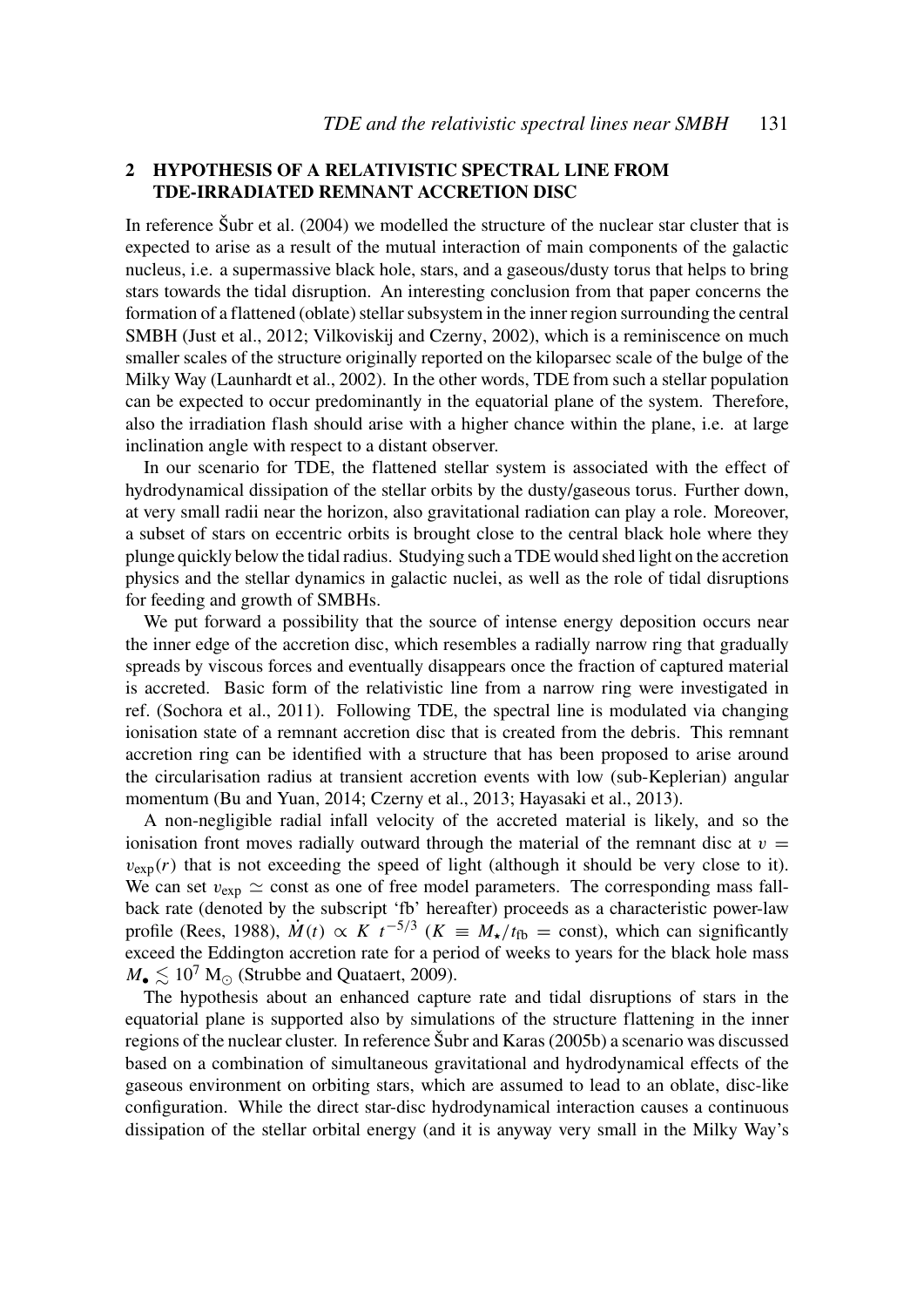## 2 HYPOTHESIS OF A RELATIVISTIC SPECTRAL LINE FROM TDE-IRRADIATED REMNANT ACCRETION DISC

In reference Šubr et al. (2004) we modelled the structure of the nuclear star cluster that is expected to arise as a result of the mutual interaction of main components of the galactic nucleus, i.e. a supermassive black hole, stars, and a gaseous/dusty torus that helps to bring stars towards the tidal disruption. An interesting conclusion from that paper concerns the formation of a flattened (oblate) stellar subsystem in the inner region surrounding the central SMBH (Just et al., 2012; Vilkoviskij and Czerny, 2002), which is a reminiscence on much smaller scales of the structure originally reported on the kiloparsec scale of the bulge of the Milky Way (Launhardt et al., 2002). In the other words, TDE from such a stellar population can be expected to occur predominantly in the equatorial plane of the system. Therefore, also the irradiation flash should arise with a higher chance within the plane, i.e. at large inclination angle with respect to a distant observer.

In our scenario for TDE, the flattened stellar system is associated with the effect of hydrodynamical dissipation of the stellar orbits by the dusty/gaseous torus. Further down, at very small radii near the horizon, also gravitational radiation can play a role. Moreover, a subset of stars on eccentric orbits is brought close to the central black hole where they plunge quickly below the tidal radius. Studying such a TDE would shed light on the accretion physics and the stellar dynamics in galactic nuclei, as well as the role of tidal disruptions for feeding and growth of SMBHs.

We put forward a possibility that the source of intense energy deposition occurs near the inner edge of the accretion disc, which resembles a radially narrow ring that gradually spreads by viscous forces and eventually disappears once the fraction of captured material is accreted. Basic form of the relativistic line from a narrow ring were investigated in ref. (Sochora et al., 2011). Following TDE, the spectral line is modulated via changing ionisation state of a remnant accretion disc that is created from the debris. This remnant accretion ring can be identified with a structure that has been proposed to arise around the circularisation radius at transient accretion events with low (sub-Keplerian) angular momentum (Bu and Yuan, 2014; Czerny et al., 2013; Hayasaki et al., 2013).

A non-negligible radial infall velocity of the accreted material is likely, and so the ionisation front moves radially outward through the material of the remnant disc at $v = v_{\exp}(r)$ that is not exceeding the speed of light (although it should be very close to it). We can set $v_{\exp} \simeq$ const as one of free model parameters. The corresponding mass fall-back rate (denoted by the subscript 'fb' hereafter) proceeds as a characteristic power-law profile (Rees, 1988), $\dot{M}(t) \propto K\ t^{-5/3}$ ($K \equiv M_{\star}/t_{\rm fb} =$ const), which can significantly exceed the Eddington accretion rate for a period of weeks to years for the black hole mass $M_{\bullet} \lesssim 10^{7}\,{\rm M}_{\odot}$ (Strubbe and Quataert, 2009).

The hypothesis about an enhanced capture rate and tidal disruptions of stars in the equatorial plane is supported also by simulations of the structure flattening in the inner regions of the nuclear cluster. In reference Šubr and Karas (2005b) a scenario was discussed based on a combination of simultaneous gravitational and hydrodynamical effects of the gaseous environment on orbiting stars, which are assumed to lead to an oblate, disc-like configuration. While the direct star-disc hydrodynamical interaction causes a continuous dissipation of the stellar orbital energy (and it is anyway very small in the Milky Way's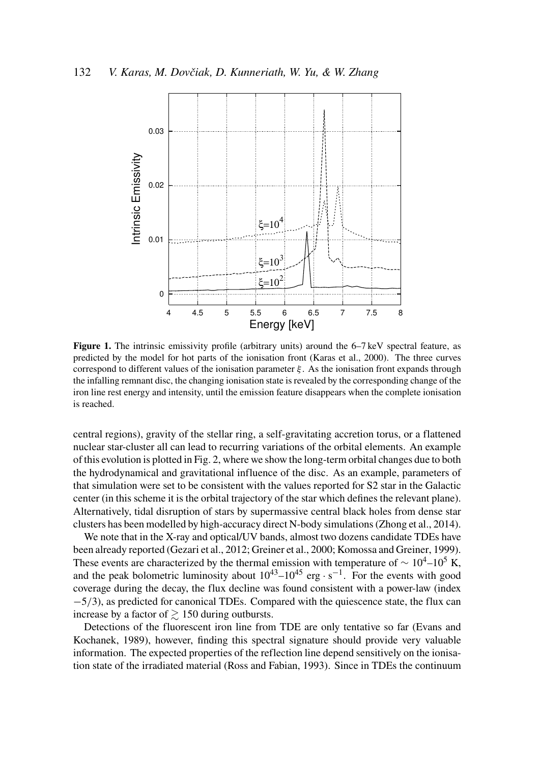**Figure 1.** The intrinsic emissivity profile (arbitrary units) around the 6–7 keV spectral feature, as predicted by the model for hot parts of the ionisation front (Karas et al., 2000). The three curves correspond to different values of the ionisation parameter $\xi$. As the ionisation front expands through the infalling remnant disc, the changing ionisation state is revealed by the corresponding change of the iron line rest energy and intensity, until the emission feature disappears when the complete ionisation is reached.

central regions), gravity of the stellar ring, a self-gravitating accretion torus, or a flattened nuclear star-cluster all can lead to recurring variations of the orbital elements. An example of this evolution is plotted in Fig. 2, where we show the long-term orbital changes due to both the hydrodynamical and gravitational influence of the disc. As an example, parameters of that simulation were set to be consistent with the values reported for S2 star in the Galactic center (in this scheme it is the orbital trajectory of the star which defines the relevant plane). Alternatively, tidal disruption of stars by supermassive central black holes from dense star clusters has been modelled by high-accuracy direct N-body simulations (Zhong et al., 2014).

We note that in the X-ray and optical/UV bands, almost two dozens candidate TDEs have been already reported (Gezari et al., 2012; Greiner et al., 2000; Komossa and Greiner, 1999). These events are characterized by the thermal emission with temperature of $\sim 10^4$–$10^5$ K, and the peak bolometric luminosity about $10^{43}$–$10^{45}$ erg $\cdot$ s$^{-1}$. For the events with good coverage during the decay, the flux decline was found consistent with a power-law (index $-5/3$), as predicted for canonical TDEs. Compared with the quiescence state, the flux can increase by a factor of $\gtrsim 150$ during outbursts.

Detections of the fluorescent iron line from TDE are only tentative so far (Evans and Kochanek, 1989), however, finding this spectral signature should provide very valuable information. The expected properties of the reflection line depend sensitively on the ionisation state of the irradiated material (Ross and Fabian, 1993). Since in TDEs the continuum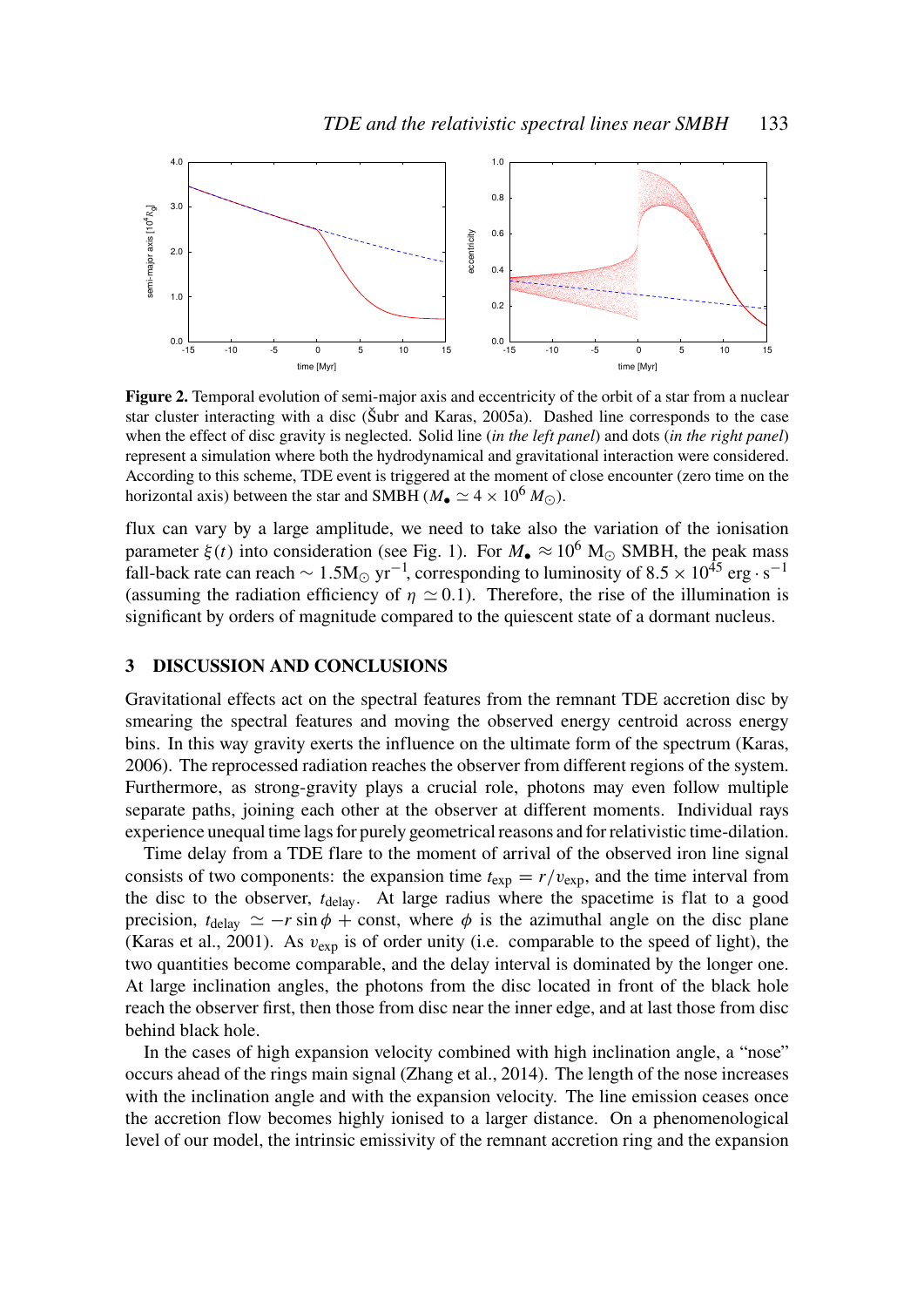**Figure 2.** Temporal evolution of semi-major axis and eccentricity of the orbit of a star from a nuclear star cluster interacting with a disc (Šubr and Karas, 2005a). Dashed line corresponds to the case when the effect of disc gravity is neglected. Solid line (*in the left panel*) and dots (*in the right panel*) represent a simulation where both the hydrodynamical and gravitational interaction were considered. According to this scheme, TDE event is triggered at the moment of close encounter (zero time on the horizontal axis) between the star and SMBH ($M_{\bullet} \simeq 4 \times 10^{6}\, M_{\odot}$).

flux can vary by a large amplitude, we need to take also the variation of the ionisation parameter $\xi(t)$ into consideration (see Fig. 1). For $M_{\bullet} \approx 10^{6}$ M$_{\odot}$ SMBH, the peak mass fall-back rate can reach $\sim 1.5$M$_{\odot}$ yr$^{-1}$, corresponding to luminosity of $8.5 \times 10^{45}$ erg $\cdot$ s$^{-1}$ (assuming the radiation efficiency of $\eta \simeq 0.1$). Therefore, the rise of the illumination is significant by orders of magnitude compared to the quiescent state of a dormant nucleus.

## 3 DISCUSSION AND CONCLUSIONS

Gravitational effects act on the spectral features from the remnant TDE accretion disc by smearing the spectral features and moving the observed energy centroid across energy bins. In this way gravity exerts the influence on the ultimate form of the spectrum (Karas, 2006). The reprocessed radiation reaches the observer from different regions of the system. Furthermore, as strong-gravity plays a crucial role, photons may even follow multiple separate paths, joining each other at the observer at different moments. Individual rays experience unequal time lags for purely geometrical reasons and for relativistic time-dilation.

Time delay from a TDE flare to the moment of arrival of the observed iron line signal consists of two components: the expansion time $t_{\rm exp} = r/v_{\rm exp}$, and the time interval from the disc to the observer, $t_{\rm delay}$. At large radius where the spacetime is flat to a good precision, $t_{\rm delay} \simeq -r \sin\phi + {\rm const}$, where $\phi$ is the azimuthal angle on the disc plane (Karas et al., 2001). As $v_{\rm exp}$ is of order unity (i.e. comparable to the speed of light), the two quantities become comparable, and the delay interval is dominated by the longer one. At large inclination angles, the photons from the disc located in front of the black hole reach the observer first, then those from disc near the inner edge, and at last those from disc behind black hole.

In the cases of high expansion velocity combined with high inclination angle, a "nose" occurs ahead of the rings main signal (Zhang et al., 2014). The length of the nose increases with the inclination angle and with the expansion velocity. The line emission ceases once the accretion flow becomes highly ionised to a larger distance. On a phenomenological level of our model, the intrinsic emissivity of the remnant accretion ring and the expansion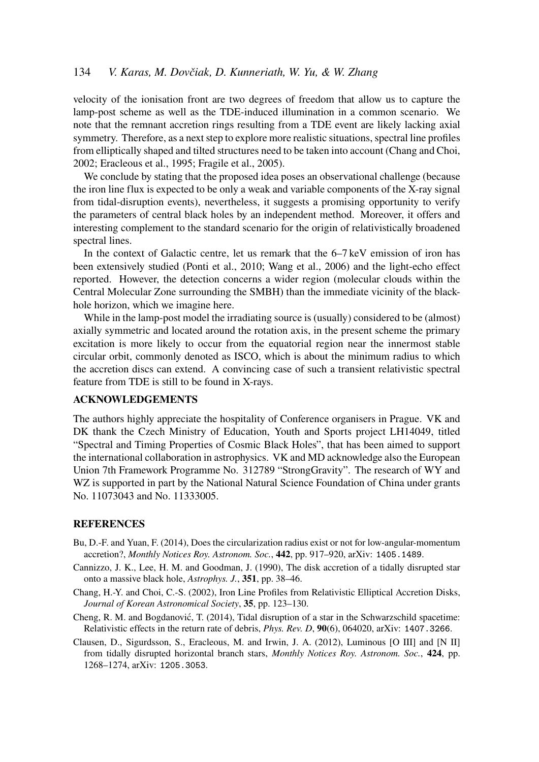velocity of the ionisation front are two degrees of freedom that allow us to capture the lamp-post scheme as well as the TDE-induced illumination in a common scenario. We note that the remnant accretion rings resulting from a TDE event are likely lacking axial symmetry. Therefore, as a next step to explore more realistic situations, spectral line profiles from elliptically shaped and tilted structures need to be taken into account (Chang and Choi, 2002; Eracleous et al., 1995; Fragile et al., 2005).

We conclude by stating that the proposed idea poses an observational challenge (because the iron line flux is expected to be only a weak and variable components of the X-ray signal from tidal-disruption events), nevertheless, it suggests a promising opportunity to verify the parameters of central black holes by an independent method. Moreover, it offers and interesting complement to the standard scenario for the origin of relativistically broadened spectral lines.

In the context of Galactic centre, let us remark that the 6–7 keV emission of iron has been extensively studied (Ponti et al., 2010; Wang et al., 2006) and the light-echo effect reported. However, the detection concerns a wider region (molecular clouds within the Central Molecular Zone surrounding the SMBH) than the immediate vicinity of the black-hole horizon, which we imagine here.

While in the lamp-post model the irradiating source is (usually) considered to be (almost) axially symmetric and located around the rotation axis, in the present scheme the primary excitation is more likely to occur from the equatorial region near the innermost stable circular orbit, commonly denoted as ISCO, which is about the minimum radius to which the accretion discs can extend. A convincing case of such a transient relativistic spectral feature from TDE is still to be found in X-rays.

## ACKNOWLEDGEMENTS

The authors highly appreciate the hospitality of Conference organisers in Prague. VK and DK thank the Czech Ministry of Education, Youth and Sports project LH14049, titled "Spectral and Timing Properties of Cosmic Black Holes", that has been aimed to support the international collaboration in astrophysics. VK and MD acknowledge also the European Union 7th Framework Programme No. 312789 "StrongGravity". The research of WY and WZ is supported in part by the National Natural Science Foundation of China under grants No. 11073043 and No. 11333005.

## REFERENCES

Bu, D.-F. and Yuan, F. (2014), Does the circularization radius exist or not for low-angular-momentum accretion?, *Monthly Notices Roy. Astronom. Soc.*, **442**, pp. 917–920, arXiv: 1405.1489.

Cannizzo, J. K., Lee, H. M. and Goodman, J. (1990), The disk accretion of a tidally disrupted star onto a massive black hole, *Astrophys. J.*, **351**, pp. 38–46.

Chang, H.-Y. and Choi, C.-S. (2002), Iron Line Profiles from Relativistic Elliptical Accretion Disks, *Journal of Korean Astronomical Society*, **35**, pp. 123–130.

Cheng, R. M. and Bogdanović, T. (2014), Tidal disruption of a star in the Schwarzschild spacetime: Relativistic effects in the return rate of debris, *Phys. Rev. D*, **90**(6), 064020, arXiv: 1407.3266.

Clausen, D., Sigurdsson, S., Eracleous, M. and Irwin, J. A. (2012), Luminous [O III] and [N II] from tidally disrupted horizontal branch stars, *Monthly Notices Roy. Astronom. Soc.*, **424**, pp. 1268–1274, arXiv: 1205.3053.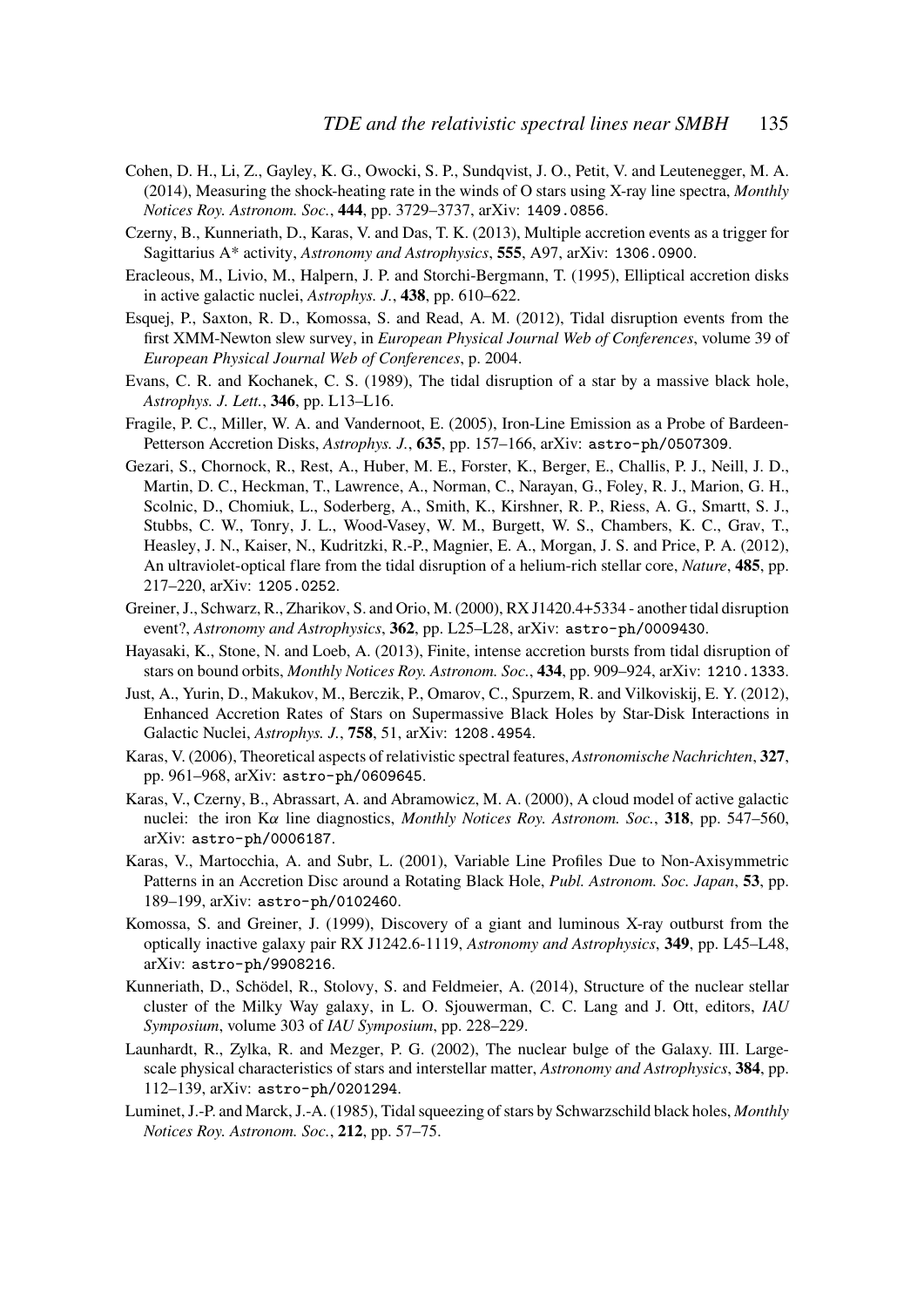Cohen, D. H., Li, Z., Gayley, K. G., Owocki, S. P., Sundqvist, J. O., Petit, V. and Leutenegger, M. A. (2014), Measuring the shock-heating rate in the winds of O stars using X-ray line spectra, *Monthly Notices Roy. Astronom. Soc.*, **444**, pp. 3729–3737, arXiv: `1409.0856`.

Czerny, B., Kunneriath, D., Karas, V. and Das, T. K. (2013), Multiple accretion events as a trigger for Sagittarius A* activity, *Astronomy and Astrophysics*, **555**, A97, arXiv: `1306.0900`.

Eracleous, M., Livio, M., Halpern, J. P. and Storchi-Bergmann, T. (1995), Elliptical accretion disks in active galactic nuclei, *Astrophys. J.*, **438**, pp. 610–622.

Esquej, P., Saxton, R. D., Komossa, S. and Read, A. M. (2012), Tidal disruption events from the first XMM-Newton slew survey, in *European Physical Journal Web of Conferences*, volume 39 of *European Physical Journal Web of Conferences*, p. 2004.

Evans, C. R. and Kochanek, C. S. (1989), The tidal disruption of a star by a massive black hole, *Astrophys. J. Lett.*, **346**, pp. L13–L16.

Fragile, P. C., Miller, W. A. and Vandernoot, E. (2005), Iron-Line Emission as a Probe of Bardeen-Petterson Accretion Disks, *Astrophys. J.*, **635**, pp. 157–166, arXiv: `astro-ph/0507309`.

Gezari, S., Chornock, R., Rest, A., Huber, M. E., Forster, K., Berger, E., Challis, P. J., Neill, J. D., Martin, D. C., Heckman, T., Lawrence, A., Norman, C., Narayan, G., Foley, R. J., Marion, G. H., Scolnic, D., Chomiuk, L., Soderberg, A., Smith, K., Kirshner, R. P., Riess, A. G., Smartt, S. J., Stubbs, C. W., Tonry, J. L., Wood-Vasey, W. M., Burgett, W. S., Chambers, K. C., Grav, T., Heasley, J. N., Kaiser, N., Kudritzki, R.-P., Magnier, E. A., Morgan, J. S. and Price, P. A. (2012), An ultraviolet-optical flare from the tidal disruption of a helium-rich stellar core, *Nature*, **485**, pp. 217–220, arXiv: `1205.0252`.

Greiner, J., Schwarz, R., Zharikov, S. and Orio, M. (2000), RX J1420.4+5334 - another tidal disruption event?, *Astronomy and Astrophysics*, **362**, pp. L25–L28, arXiv: `astro-ph/0009430`.

Hayasaki, K., Stone, N. and Loeb, A. (2013), Finite, intense accretion bursts from tidal disruption of stars on bound orbits, *Monthly Notices Roy. Astronom. Soc.*, **434**, pp. 909–924, arXiv: `1210.1333`.

Just, A., Yurin, D., Makukov, M., Berczik, P., Omarov, C., Spurzem, R. and Vilkoviskij, E. Y. (2012), Enhanced Accretion Rates of Stars on Supermassive Black Holes by Star-Disk Interactions in Galactic Nuclei, *Astrophys. J.*, **758**, 51, arXiv: `1208.4954`.

Karas, V. (2006), Theoretical aspects of relativistic spectral features, *Astronomische Nachrichten*, **327**, pp. 961–968, arXiv: `astro-ph/0609645`.

Karas, V., Czerny, B., Abrassart, A. and Abramowicz, M. A. (2000), A cloud model of active galactic nuclei: the iron K$\alpha$ line diagnostics, *Monthly Notices Roy. Astronom. Soc.*, **318**, pp. 547–560, arXiv: `astro-ph/0006187`.

Karas, V., Martocchia, A. and Subr, L. (2001), Variable Line Profiles Due to Non-Axisymmetric Patterns in an Accretion Disc around a Rotating Black Hole, *Publ. Astronom. Soc. Japan*, **53**, pp. 189–199, arXiv: `astro-ph/0102460`.

Komossa, S. and Greiner, J. (1999), Discovery of a giant and luminous X-ray outburst from the optically inactive galaxy pair RX J1242.6-1119, *Astronomy and Astrophysics*, **349**, pp. L45–L48, arXiv: `astro-ph/9908216`.

Kunneriath, D., Schödel, R., Stolovy, S. and Feldmeier, A. (2014), Structure of the nuclear stellar cluster of the Milky Way galaxy, in L. O. Sjouwerman, C. C. Lang and J. Ott, editors, *IAU Symposium*, volume 303 of *IAU Symposium*, pp. 228–229.

Launhardt, R., Zylka, R. and Mezger, P. G. (2002), The nuclear bulge of the Galaxy. III. Large-scale physical characteristics of stars and interstellar matter, *Astronomy and Astrophysics*, **384**, pp. 112–139, arXiv: `astro-ph/0201294`.

Luminet, J.-P. and Marck, J.-A. (1985), Tidal squeezing of stars by Schwarzschild black holes, *Monthly Notices Roy. Astronom. Soc.*, **212**, pp. 57–75.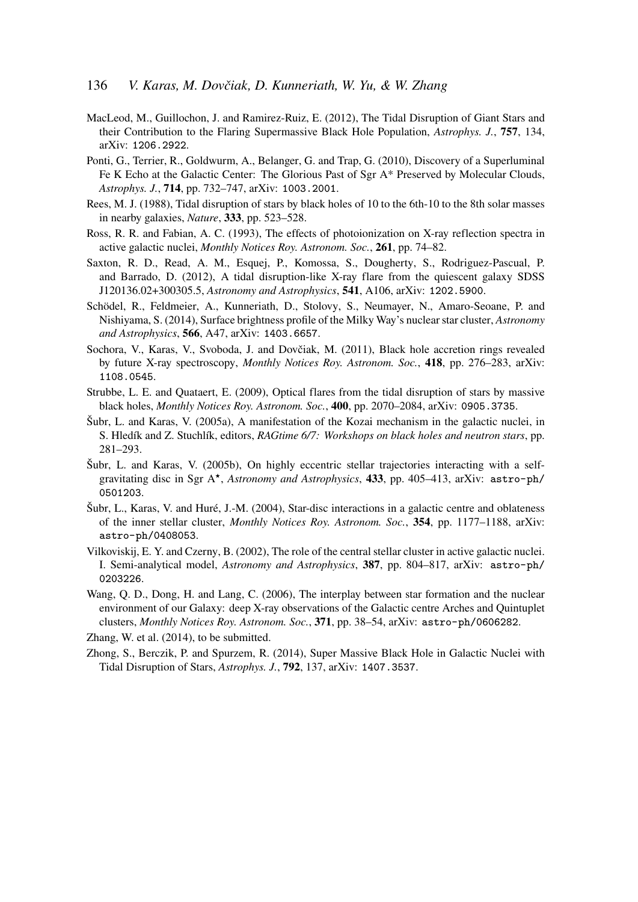MacLeod, M., Guillochon, J. and Ramirez-Ruiz, E. (2012), The Tidal Disruption of Giant Stars and their Contribution to the Flaring Supermassive Black Hole Population, *Astrophys. J.*, **757**, 134, arXiv: 1206.2922.

Ponti, G., Terrier, R., Goldwurm, A., Belanger, G. and Trap, G. (2010), Discovery of a Superluminal Fe K Echo at the Galactic Center: The Glorious Past of Sgr A* Preserved by Molecular Clouds, *Astrophys. J.*, **714**, pp. 732–747, arXiv: 1003.2001.

Rees, M. J. (1988), Tidal disruption of stars by black holes of 10 to the 6th-10 to the 8th solar masses in nearby galaxies, *Nature*, **333**, pp. 523–528.

Ross, R. R. and Fabian, A. C. (1993), The effects of photoionization on X-ray reflection spectra in active galactic nuclei, *Monthly Notices Roy. Astronom. Soc.*, **261**, pp. 74–82.

Saxton, R. D., Read, A. M., Esquej, P., Komossa, S., Dougherty, S., Rodriguez-Pascual, P. and Barrado, D. (2012), A tidal disruption-like X-ray flare from the quiescent galaxy SDSS J120136.02+300305.5, *Astronomy and Astrophysics*, **541**, A106, arXiv: 1202.5900.

Schödel, R., Feldmeier, A., Kunneriath, D., Stolovy, S., Neumayer, N., Amaro-Seoane, P. and Nishiyama, S. (2014), Surface brightness profile of the Milky Way's nuclear star cluster, *Astronomy and Astrophysics*, **566**, A47, arXiv: 1403.6657.

Sochora, V., Karas, V., Svoboda, J. and Dovčiak, M. (2011), Black hole accretion rings revealed by future X-ray spectroscopy, *Monthly Notices Roy. Astronom. Soc.*, **418**, pp. 276–283, arXiv: 1108.0545.

Strubbe, L. E. and Quataert, E. (2009), Optical flares from the tidal disruption of stars by massive black holes, *Monthly Notices Roy. Astronom. Soc.*, **400**, pp. 2070–2084, arXiv: 0905.3735.

Šubr, L. and Karas, V. (2005a), A manifestation of the Kozai mechanism in the galactic nuclei, in S. Hledík and Z. Stuchlík, editors, *RAGtime 6/7: Workshops on black holes and neutron stars*, pp. 281–293.

Šubr, L. and Karas, V. (2005b), On highly eccentric stellar trajectories interacting with a self-gravitating disc in Sgr A$^{\star}$, *Astronomy and Astrophysics*, **433**, pp. 405–413, arXiv: astro-ph/0501203.

Šubr, L., Karas, V. and Huré, J.-M. (2004), Star-disc interactions in a galactic centre and oblateness of the inner stellar cluster, *Monthly Notices Roy. Astronom. Soc.*, **354**, pp. 1177–1188, arXiv: astro-ph/0408053.

Vilkoviskij, E. Y. and Czerny, B. (2002), The role of the central stellar cluster in active galactic nuclei. I. Semi-analytical model, *Astronomy and Astrophysics*, **387**, pp. 804–817, arXiv: astro-ph/0203226.

Wang, Q. D., Dong, H. and Lang, C. (2006), The interplay between star formation and the nuclear environment of our Galaxy: deep X-ray observations of the Galactic centre Arches and Quintuplet clusters, *Monthly Notices Roy. Astronom. Soc.*, **371**, pp. 38–54, arXiv: astro-ph/0606282.

Zhang, W. et al. (2014), to be submitted.

Zhong, S., Berczik, P. and Spurzem, R. (2014), Super Massive Black Hole in Galactic Nuclei with Tidal Disruption of Stars, *Astrophys. J.*, **792**, 137, arXiv: 1407.3537.